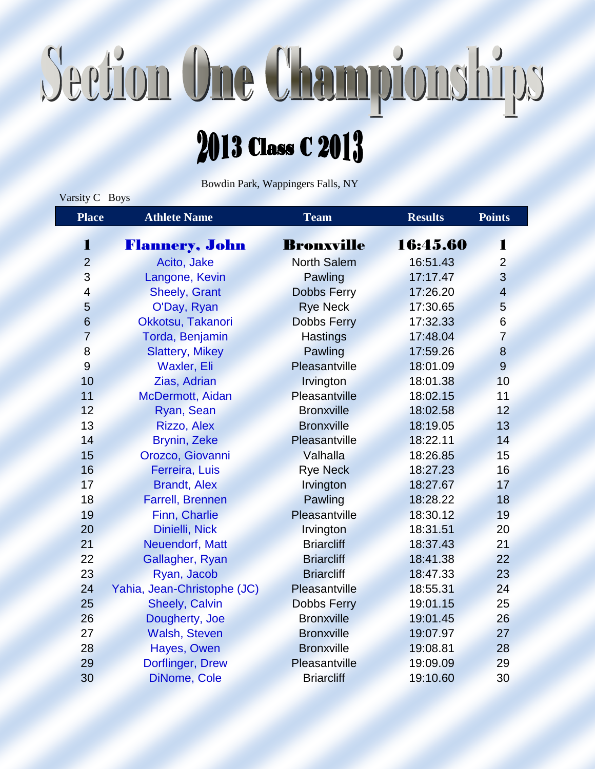# Section One Championships

## 2013 Class C 2013

Bowdin Park, Wappingers Falls, NY

Varsity C Boys

| Place | Athlete Name | Team | Results | Points |
|---|---|---|---|---|
| **1** | **Flannery, John** | **Bronxville** | **16:45.60** | **1** |
| 2 | Acito, Jake | North Salem | 16:51.43 | 2 |
| 3 | Langone, Kevin | Pawling | 17:17.47 | 3 |
| 4 | Sheely, Grant | Dobbs Ferry | 17:26.20 | 4 |
| 5 | O'Day, Ryan | Rye Neck | 17:30.65 | 5 |
| 6 | Okkotsu, Takanori | Dobbs Ferry | 17:32.33 | 6 |
| 7 | Torda, Benjamin | Hastings | 17:48.04 | 7 |
| 8 | Slattery, Mikey | Pawling | 17:59.26 | 8 |
| 9 | Waxler, Eli | Pleasantville | 18:01.09 | 9 |
| 10 | Zias, Adrian | Irvington | 18:01.38 | 10 |
| 11 | McDermott, Aidan | Pleasantville | 18:02.15 | 11 |
| 12 | Ryan, Sean | Bronxville | 18:02.58 | 12 |
| 13 | Rizzo, Alex | Bronxville | 18:19.05 | 13 |
| 14 | Brynin, Zeke | Pleasantville | 18:22.11 | 14 |
| 15 | Orozco, Giovanni | Valhalla | 18:26.85 | 15 |
| 16 | Ferreira, Luis | Rye Neck | 18:27.23 | 16 |
| 17 | Brandt, Alex | Irvington | 18:27.67 | 17 |
| 18 | Farrell, Brennen | Pawling | 18:28.22 | 18 |
| 19 | Finn, Charlie | Pleasantville | 18:30.12 | 19 |
| 20 | Dinielli, Nick | Irvington | 18:31.51 | 20 |
| 21 | Neuendorf, Matt | Briarcliff | 18:37.43 | 21 |
| 22 | Gallagher, Ryan | Briarcliff | 18:41.38 | 22 |
| 23 | Ryan, Jacob | Briarcliff | 18:47.33 | 23 |
| 24 | Yahia, Jean-Christophe (JC) | Pleasantville | 18:55.31 | 24 |
| 25 | Sheely, Calvin | Dobbs Ferry | 19:01.15 | 25 |
| 26 | Dougherty, Joe | Bronxville | 19:01.45 | 26 |
| 27 | Walsh, Steven | Bronxville | 19:07.97 | 27 |
| 28 | Hayes, Owen | Bronxville | 19:08.81 | 28 |
| 29 | Dorflinger, Drew | Pleasantville | 19:09.09 | 29 |
| 30 | DiNome, Cole | Briarcliff | 19:10.60 | 30 |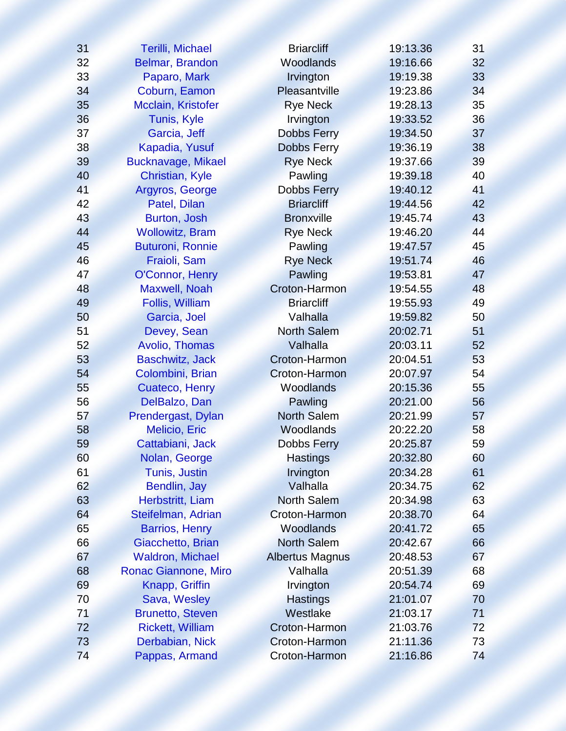| | | | | |
|---|---|---|---|---|
| 31 | Terilli, Michael | Briarcliff | 19:13.36 | 31 |
| 32 | Belmar, Brandon | Woodlands | 19:16.66 | 32 |
| 33 | Paparo, Mark | Irvington | 19:19.38 | 33 |
| 34 | Coburn, Eamon | Pleasantville | 19:23.86 | 34 |
| 35 | Mcclain, Kristofer | Rye Neck | 19:28.13 | 35 |
| 36 | Tunis, Kyle | Irvington | 19:33.52 | 36 |
| 37 | Garcia, Jeff | Dobbs Ferry | 19:34.50 | 37 |
| 38 | Kapadia, Yusuf | Dobbs Ferry | 19:36.19 | 38 |
| 39 | Bucknavage, Mikael | Rye Neck | 19:37.66 | 39 |
| 40 | Christian, Kyle | Pawling | 19:39.18 | 40 |
| 41 | Argyros, George | Dobbs Ferry | 19:40.12 | 41 |
| 42 | Patel, Dilan | Briarcliff | 19:44.56 | 42 |
| 43 | Burton, Josh | Bronxville | 19:45.74 | 43 |
| 44 | Wollowitz, Bram | Rye Neck | 19:46.20 | 44 |
| 45 | Buturoni, Ronnie | Pawling | 19:47.57 | 45 |
| 46 | Fraioli, Sam | Rye Neck | 19:51.74 | 46 |
| 47 | O'Connor, Henry | Pawling | 19:53.81 | 47 |
| 48 | Maxwell, Noah | Croton-Harmon | 19:54.55 | 48 |
| 49 | Follis, William | Briarcliff | 19:55.93 | 49 |
| 50 | Garcia, Joel | Valhalla | 19:59.82 | 50 |
| 51 | Devey, Sean | North Salem | 20:02.71 | 51 |
| 52 | Avolio, Thomas | Valhalla | 20:03.11 | 52 |
| 53 | Baschwitz, Jack | Croton-Harmon | 20:04.51 | 53 |
| 54 | Colombini, Brian | Croton-Harmon | 20:07.97 | 54 |
| 55 | Cuateco, Henry | Woodlands | 20:15.36 | 55 |
| 56 | DelBalzo, Dan | Pawling | 20:21.00 | 56 |
| 57 | Prendergast, Dylan | North Salem | 20:21.99 | 57 |
| 58 | Melicio, Eric | Woodlands | 20:22.20 | 58 |
| 59 | Cattabiani, Jack | Dobbs Ferry | 20:25.87 | 59 |
| 60 | Nolan, George | Hastings | 20:32.80 | 60 |
| 61 | Tunis, Justin | Irvington | 20:34.28 | 61 |
| 62 | Bendlin, Jay | Valhalla | 20:34.75 | 62 |
| 63 | Herbstritt, Liam | North Salem | 20:34.98 | 63 |
| 64 | Steifelman, Adrian | Croton-Harmon | 20:38.70 | 64 |
| 65 | Barrios, Henry | Woodlands | 20:41.72 | 65 |
| 66 | Giacchetto, Brian | North Salem | 20:42.67 | 66 |
| 67 | Waldron, Michael | Albertus Magnus | 20:48.53 | 67 |
| 68 | Ronac Giannone, Miro | Valhalla | 20:51.39 | 68 |
| 69 | Knapp, Griffin | Irvington | 20:54.74 | 69 |
| 70 | Sava, Wesley | Hastings | 21:01.07 | 70 |
| 71 | Brunetto, Steven | Westlake | 21:03.17 | 71 |
| 72 | Rickett, William | Croton-Harmon | 21:03.76 | 72 |
| 73 | Derbabian, Nick | Croton-Harmon | 21:11.36 | 73 |
| 74 | Pappas, Armand | Croton-Harmon | 21:16.86 | 74 |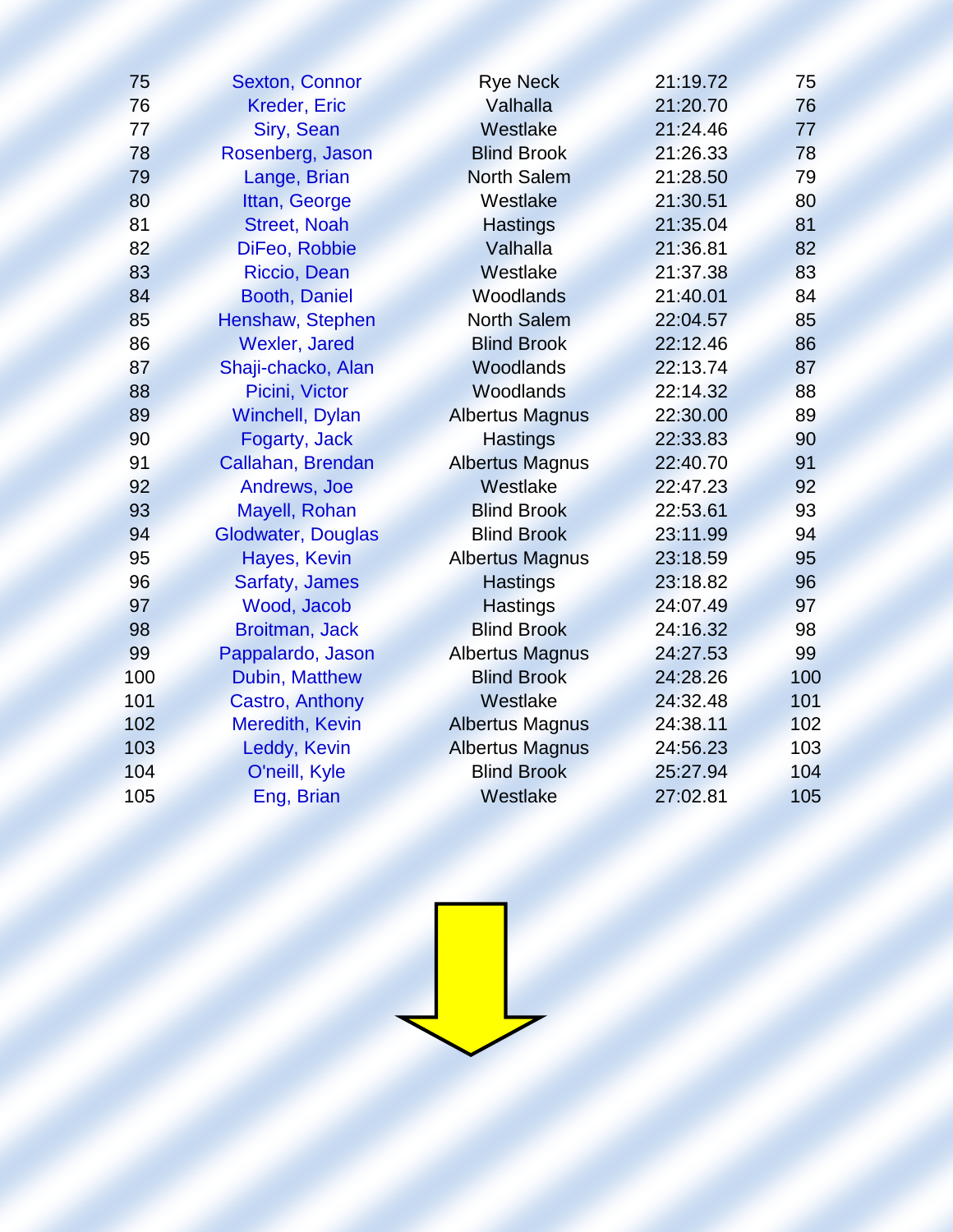| | | | | |
|---|---|---|---|---|
| 75 | Sexton, Connor | Rye Neck | 21:19.72 | 75 |
| 76 | Kreder, Eric | Valhalla | 21:20.70 | 76 |
| 77 | Siry, Sean | Westlake | 21:24.46 | 77 |
| 78 | Rosenberg, Jason | Blind Brook | 21:26.33 | 78 |
| 79 | Lange, Brian | North Salem | 21:28.50 | 79 |
| 80 | Ittan, George | Westlake | 21:30.51 | 80 |
| 81 | Street, Noah | Hastings | 21:35.04 | 81 |
| 82 | DiFeo, Robbie | Valhalla | 21:36.81 | 82 |
| 83 | Riccio, Dean | Westlake | 21:37.38 | 83 |
| 84 | Booth, Daniel | Woodlands | 21:40.01 | 84 |
| 85 | Henshaw, Stephen | North Salem | 22:04.57 | 85 |
| 86 | Wexler, Jared | Blind Brook | 22:12.46 | 86 |
| 87 | Shaji-chacko, Alan | Woodlands | 22:13.74 | 87 |
| 88 | Picini, Victor | Woodlands | 22:14.32 | 88 |
| 89 | Winchell, Dylan | Albertus Magnus | 22:30.00 | 89 |
| 90 | Fogarty, Jack | Hastings | 22:33.83 | 90 |
| 91 | Callahan, Brendan | Albertus Magnus | 22:40.70 | 91 |
| 92 | Andrews, Joe | Westlake | 22:47.23 | 92 |
| 93 | Mayell, Rohan | Blind Brook | 22:53.61 | 93 |
| 94 | Glodwater, Douglas | Blind Brook | 23:11.99 | 94 |
| 95 | Hayes, Kevin | Albertus Magnus | 23:18.59 | 95 |
| 96 | Sarfaty, James | Hastings | 23:18.82 | 96 |
| 97 | Wood, Jacob | Hastings | 24:07.49 | 97 |
| 98 | Broitman, Jack | Blind Brook | 24:16.32 | 98 |
| 99 | Pappalardo, Jason | Albertus Magnus | 24:27.53 | 99 |
| 100 | Dubin, Matthew | Blind Brook | 24:28.26 | 100 |
| 101 | Castro, Anthony | Westlake | 24:32.48 | 101 |
| 102 | Meredith, Kevin | Albertus Magnus | 24:38.11 | 102 |
| 103 | Leddy, Kevin | Albertus Magnus | 24:56.23 | 103 |
| 104 | O'neill, Kyle | Blind Brook | 25:27.94 | 104 |
| 105 | Eng, Brian | Westlake | 27:02.81 | 105 |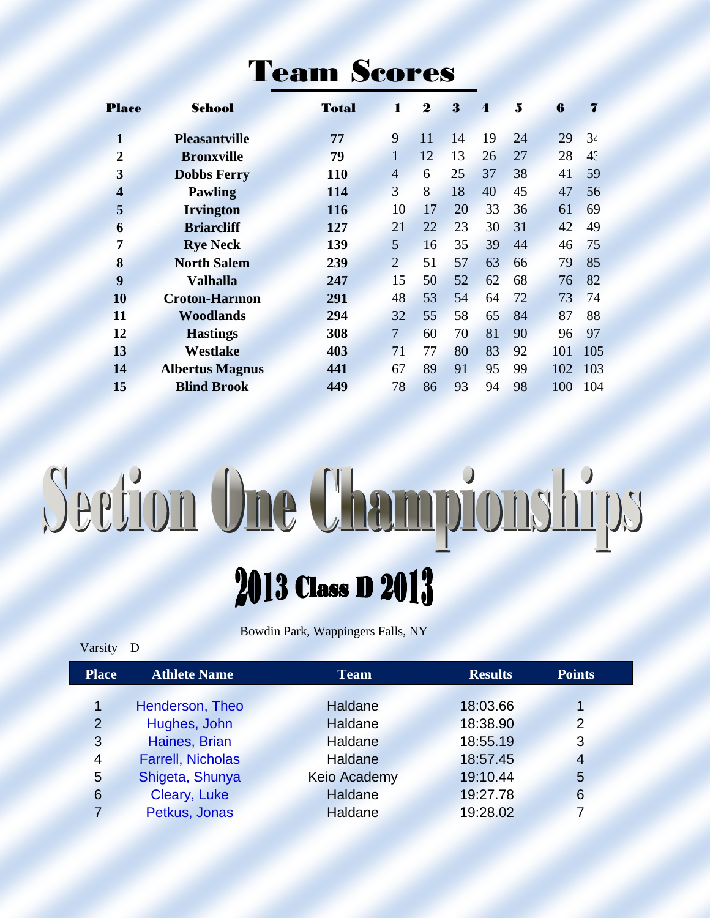# Team Scores

| Place | School | Total | 1 | 2 | 3 | 4 | 5 | 6 | 7 |
|---|---|---|---|---|---|---|---|---|---|
| 1 | Pleasantville | 77 | 9 | 11 | 14 | 19 | 24 | 29 | 34 |
| 2 | Bronxville | 79 | 1 | 12 | 13 | 26 | 27 | 28 | 43 |
| 3 | Dobbs Ferry | 110 | 4 | 6 | 25 | 37 | 38 | 41 | 59 |
| 4 | Pawling | 114 | 3 | 8 | 18 | 40 | 45 | 47 | 56 |
| 5 | Irvington | 116 | 10 | 17 | 20 | 33 | 36 | 61 | 69 |
| 6 | Briarcliff | 127 | 21 | 22 | 23 | 30 | 31 | 42 | 49 |
| 7 | Rye Neck | 139 | 5 | 16 | 35 | 39 | 44 | 46 | 75 |
| 8 | North Salem | 239 | 2 | 51 | 57 | 63 | 66 | 79 | 85 |
| 9 | Valhalla | 247 | 15 | 50 | 52 | 62 | 68 | 76 | 82 |
| 10 | Croton-Harmon | 291 | 48 | 53 | 54 | 64 | 72 | 73 | 74 |
| 11 | Woodlands | 294 | 32 | 55 | 58 | 65 | 84 | 87 | 88 |
| 12 | Hastings | 308 | 7 | 60 | 70 | 81 | 90 | 96 | 97 |
| 13 | Westlake | 403 | 71 | 77 | 80 | 83 | 92 | 101 | 105 |
| 14 | Albertus Magnus | 441 | 67 | 89 | 91 | 95 | 99 | 102 | 103 |
| 15 | Blind Brook | 449 | 78 | 86 | 93 | 94 | 98 | 100 | 104 |

# Section One Championships

## 2013 Class D 2013

Bowdin Park, Wappingers Falls, NY

Varsity D

| Place | Athlete Name | Team | Results | Points |
|---|---|---|---|---|
| 1 | Henderson, Theo | Haldane | 18:03.66 | 1 |
| 2 | Hughes, John | Haldane | 18:38.90 | 2 |
| 3 | Haines, Brian | Haldane | 18:55.19 | 3 |
| 4 | Farrell, Nicholas | Haldane | 18:57.45 | 4 |
| 5 | Shigeta, Shunya | Keio Academy | 19:10.44 | 5 |
| 6 | Cleary, Luke | Haldane | 19:27.78 | 6 |
| 7 | Petkus, Jonas | Haldane | 19:28.02 | 7 |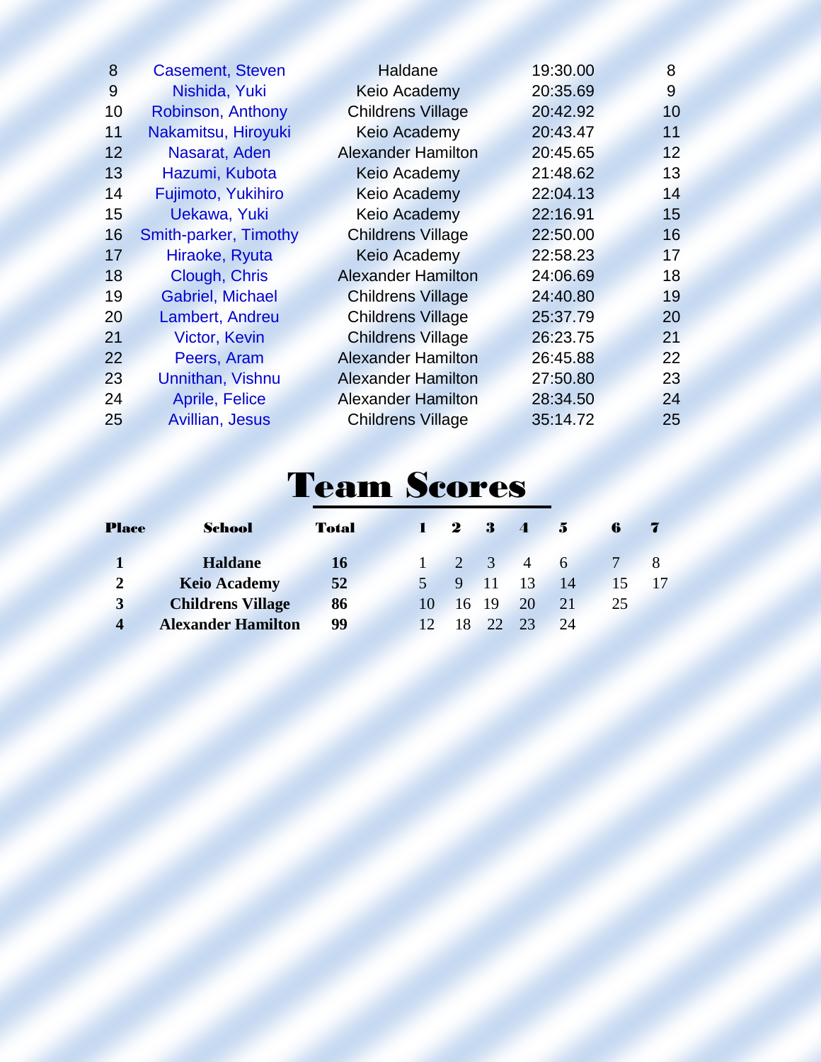| | | | | |
|---|---|---|---|---|
| 8 | Casement, Steven | Haldane | 19:30.00 | 8 |
| 9 | Nishida, Yuki | Keio Academy | 20:35.69 | 9 |
| 10 | Robinson, Anthony | Childrens Village | 20:42.92 | 10 |
| 11 | Nakamitsu, Hiroyuki | Keio Academy | 20:43.47 | 11 |
| 12 | Nasarat, Aden | Alexander Hamilton | 20:45.65 | 12 |
| 13 | Hazumi, Kubota | Keio Academy | 21:48.62 | 13 |
| 14 | Fujimoto, Yukihiro | Keio Academy | 22:04.13 | 14 |
| 15 | Uekawa, Yuki | Keio Academy | 22:16.91 | 15 |
| 16 | Smith-parker, Timothy | Childrens Village | 22:50.00 | 16 |
| 17 | Hiraoke, Ryuta | Keio Academy | 22:58.23 | 17 |
| 18 | Clough, Chris | Alexander Hamilton | 24:06.69 | 18 |
| 19 | Gabriel, Michael | Childrens Village | 24:40.80 | 19 |
| 20 | Lambert, Andreu | Childrens Village | 25:37.79 | 20 |
| 21 | Victor, Kevin | Childrens Village | 26:23.75 | 21 |
| 22 | Peers, Aram | Alexander Hamilton | 26:45.88 | 22 |
| 23 | Unnithan, Vishnu | Alexander Hamilton | 27:50.80 | 23 |
| 24 | Aprile, Felice | Alexander Hamilton | 28:34.50 | 24 |
| 25 | Avillian, Jesus | Childrens Village | 35:14.72 | 25 |

# Team Scores

| Place | School | Total | 1 | 2 | 3 | 4 | 5 | 6 | 7 |
|---|---|---|---|---|---|---|---|---|---|
| **1** | **Haldane** | **16** | 1 | 2 | 3 | 4 | 6 | 7 | 8 |
| **2** | **Keio Academy** | **52** | 5 | 9 | 11 | 13 | 14 | 15 | 17 |
| **3** | **Childrens Village** | **86** | 10 | 16 | 19 | 20 | 21 | 25 | |
| **4** | **Alexander Hamilton** | **99** | 12 | 18 | 22 | 23 | 24 | | |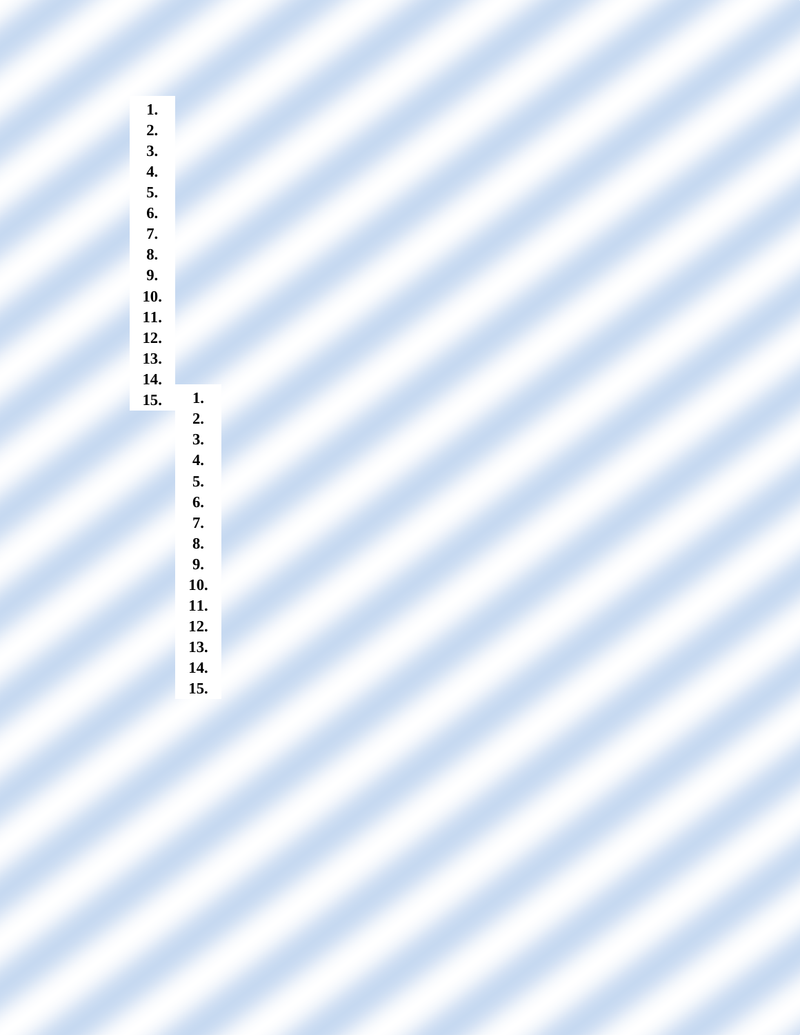**1.**
**2.**
**3.**
**4.**
**5.**
**6.**
**7.**
**8.**
**9.**
**10.**
**11.**
**12.**
**13.**
**14.**
**15.**

**1.**
**2.**
**3.**
**4.**
**5.**
**6.**
**7.**
**8.**
**9.**
**10.**
**11.**
**12.**
**13.**
**14.**
**15.**